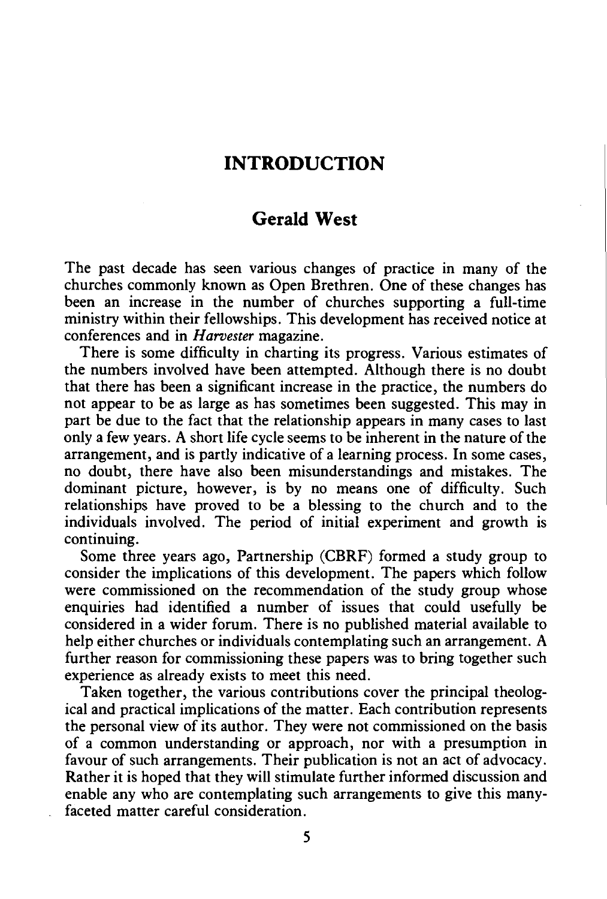# INTRODUCTION

## Gerald West

The past decade has seen various changes of practice in many of the churches commonly known as Open Brethren. One of these changes has been an increase in the number of churches supporting a full-time ministry within their fellowships. This development has received notice at conferences and in *Harvester* magazine.

There is some difficulty in charting its progress. Various estimates of the numbers involved have been attempted. Although there is no doubt that there has been a significant increase in the practice, the numbers do not appear to be as large as has sometimes been suggested. This may in part be due to the fact that the relationship appears in many cases to last only a few years. A short life cycle seems to be inherent in the nature of the arrangement, and is partly indicative of a learning process. In some cases, no doubt, there have also been misunderstandings and mistakes. The dominant picture, however, is by no means one of difficulty. Such relationships have proved to be a blessing to the church and to the individuals involved. The period of initial experiment and growth is continuing.

Some three years ago, Partnership (CBRF) formed a study group to consider the implications of this development. The papers which follow were commissioned on the recommendation of the study group whose enquiries had identified a number of issues that could usefully be considered in a wider forum. There is no published material available to help either churches or individuals contemplating such an arrangement. A further reason for commissioning these papers was to bring together such experience as already exists to meet this need.

Taken together, the various contributions cover the principal theological and practical implications of the matter. Each contribution represents the personal view of its author. They were not commissioned on the basis of a common understanding or approach, nor with a presumption in favour of such arrangements. Their publication is not an act of advocacy. Rather it is hoped that they will stimulate further informed discussion and enable any who are contemplating such arrangements to give this many-faceted matter careful consideration.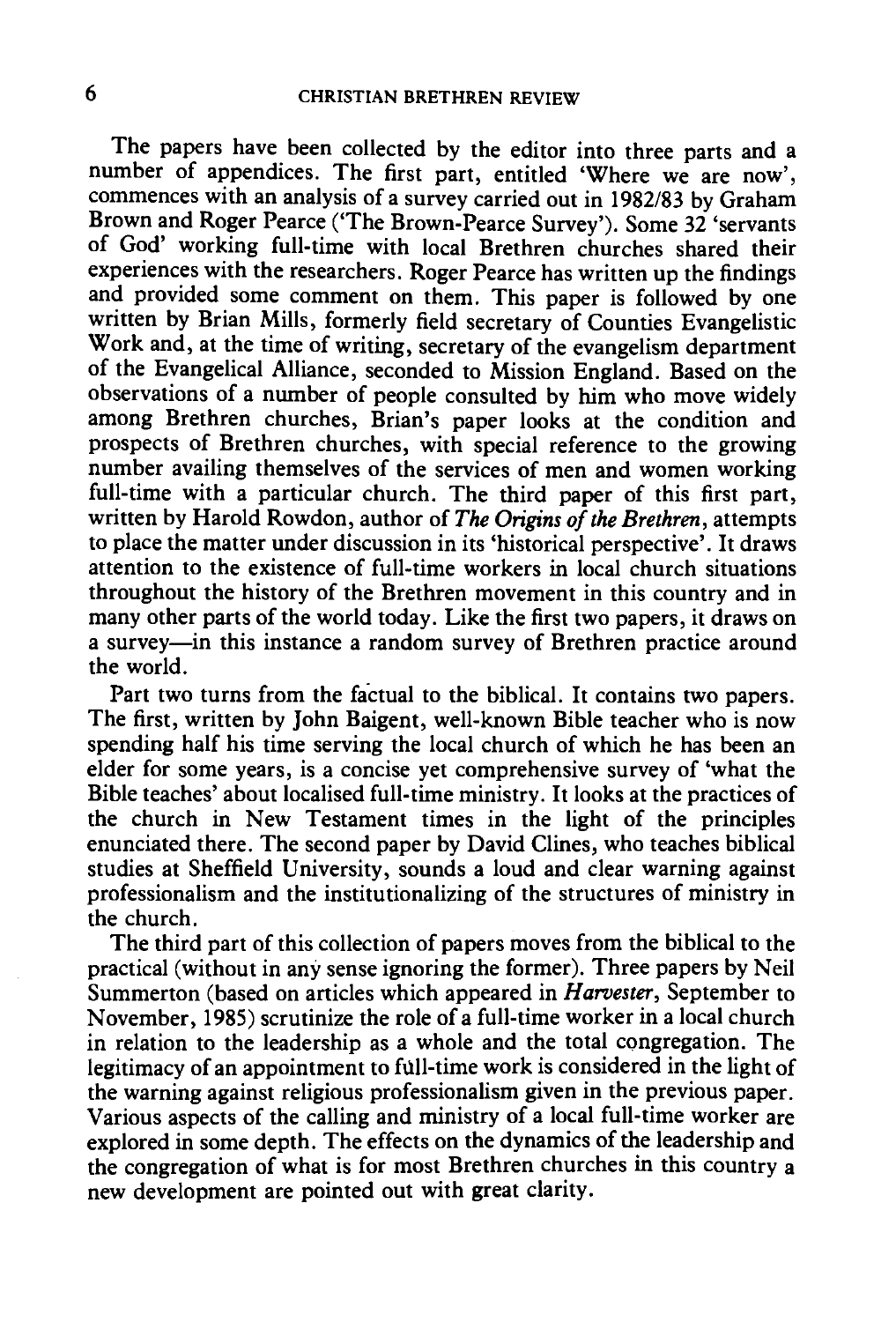The papers have been collected by the editor into three parts and a number of appendices. The first part, entitled 'Where we are now', commences with an analysis of a survey carried out in 1982/83 by Graham Brown and Roger Pearce ('The Brown-Pearce Survey'). Some 32 'servants of God' working full-time with local Brethren churches shared their experiences with the researchers. Roger Pearce has written up the findings and provided some comment on them. This paper is followed by one written by Brian Mills, formerly field secretary of Counties Evangelistic Work and, at the time of writing, secretary of the evangelism department of the Evangelical Alliance, seconded to Mission England. Based on the observations of a number of people consulted by him who move widely among Brethren churches, Brian's paper looks at the condition and prospects of Brethren churches, with special reference to the growing number availing themselves of the services of men and women working full-time with a particular church. The third paper of this first part, written by Harold Rowdon, author of *The Origins of the Brethren*, attempts to place the matter under discussion in its 'historical perspective'. It draws attention to the existence of full-time workers in local church situations throughout the history of the Brethren movement in this country and in many other parts of the world today. Like the first two papers, it draws on a survey—in this instance a random survey of Brethren practice around the world.

Part two turns from the factual to the biblical. It contains two papers. The first, written by John Baigent, well-known Bible teacher who is now spending half his time serving the local church of which he has been an elder for some years, is a concise yet comprehensive survey of 'what the Bible teaches' about localised full-time ministry. It looks at the practices of the church in New Testament times in the light of the principles enunciated there. The second paper by David Clines, who teaches biblical studies at Sheffield University, sounds a loud and clear warning against professionalism and the institutionalizing of the structures of ministry in the church.

The third part of this collection of papers moves from the biblical to the practical (without in any sense ignoring the former). Three papers by Neil Summerton (based on articles which appeared in *Harvester*, September to November, 1985) scrutinize the role of a full-time worker in a local church in relation to the leadership as a whole and the total congregation. The legitimacy of an appointment to full-time work is considered in the light of the warning against religious professionalism given in the previous paper. Various aspects of the calling and ministry of a local full-time worker are explored in some depth. The effects on the dynamics of the leadership and the congregation of what is for most Brethren churches in this country a new development are pointed out with great clarity.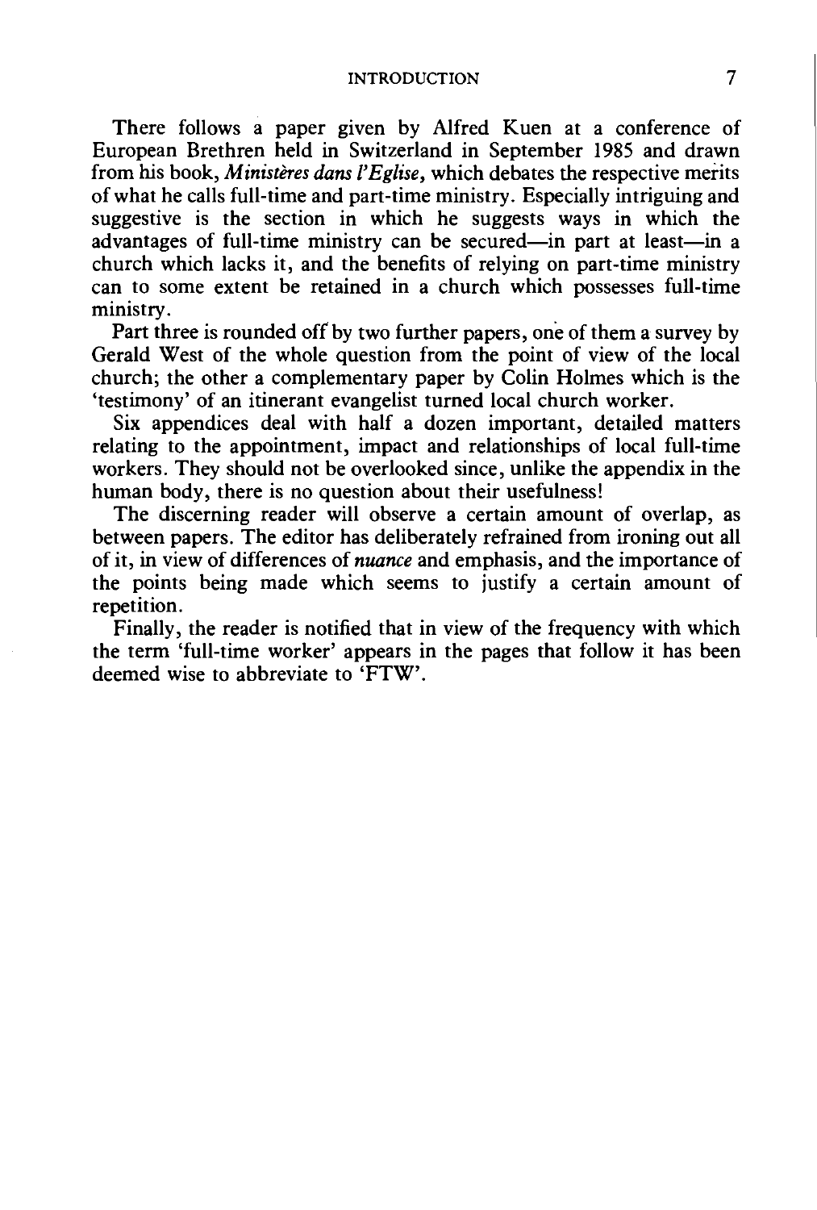There follows a paper given by Alfred Kuen at a conference of European Brethren held in Switzerland in September 1985 and drawn from his book, *Ministères dans l'Eglise*, which debates the respective merits of what he calls full-time and part-time ministry. Especially intriguing and suggestive is the section in which he suggests ways in which the advantages of full-time ministry can be secured—in part at least—in a church which lacks it, and the benefits of relying on part-time ministry can to some extent be retained in a church which possesses full-time ministry.

Part three is rounded off by two further papers, one of them a survey by Gerald West of the whole question from the point of view of the local church; the other a complementary paper by Colin Holmes which is the 'testimony' of an itinerant evangelist turned local church worker.

Six appendices deal with half a dozen important, detailed matters relating to the appointment, impact and relationships of local full-time workers. They should not be overlooked since, unlike the appendix in the human body, there is no question about their usefulness!

The discerning reader will observe a certain amount of overlap, as between papers. The editor has deliberately refrained from ironing out all of it, in view of differences of *nuance* and emphasis, and the importance of the points being made which seems to justify a certain amount of repetition.

Finally, the reader is notified that in view of the frequency with which the term 'full-time worker' appears in the pages that follow it has been deemed wise to abbreviate to 'FTW'.